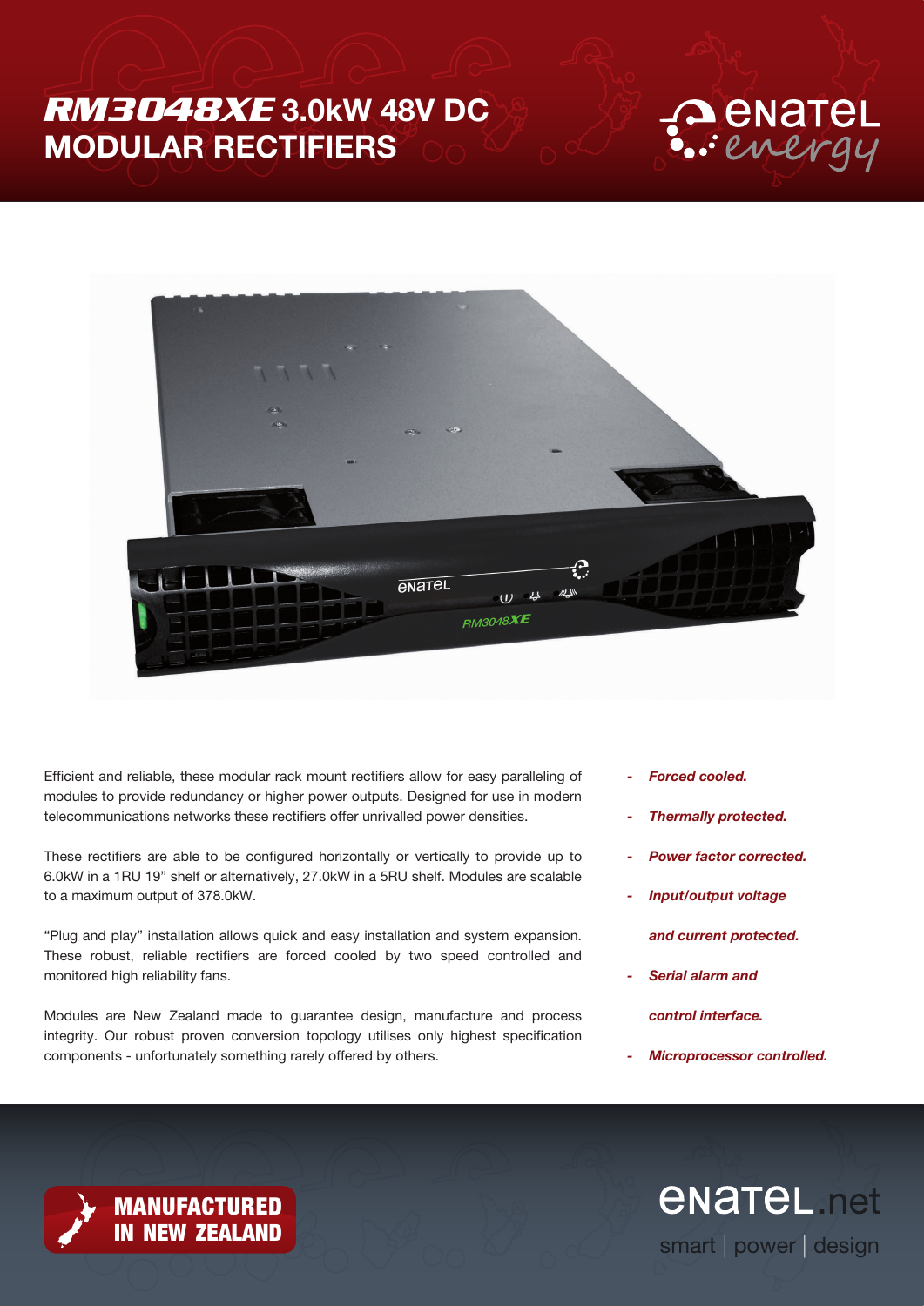# *RM3048XE* 3.0kW 48V DC MODULAR RECTIFIERS

enatel energy

Efficient and reliable, these modular rack mount rectifiers allow for easy paralleling of modules to provide redundancy or higher power outputs. Designed for use in modern telecommunications networks these rectifiers offer unrivalled power densities.

These rectifiers are able to be configured horizontally or vertically to provide up to 6.0kW in a 1RU 19" shelf or alternatively, 27.0kW in a 5RU shelf. Modules are scalable to a maximum output of 378.0kW.

"Plug and play" installation allows quick and easy installation and system expansion. These robust, reliable rectifiers are forced cooled by two speed controlled and monitored high reliability fans.

Modules are New Zealand made to guarantee design, manufacture and process integrity. Our robust proven conversion topology utilises only highest specification components - unfortunately something rarely offered by others.

- ***Forced cooled.***
- ***Thermally protected.***
- ***Power factor corrected.***
- ***Input/output voltage and current protected.***
- ***Serial alarm and control interface.***
- ***Microprocessor controlled.***

**MANUFACTURED IN NEW ZEALAND**

enatel.net

smart | power | design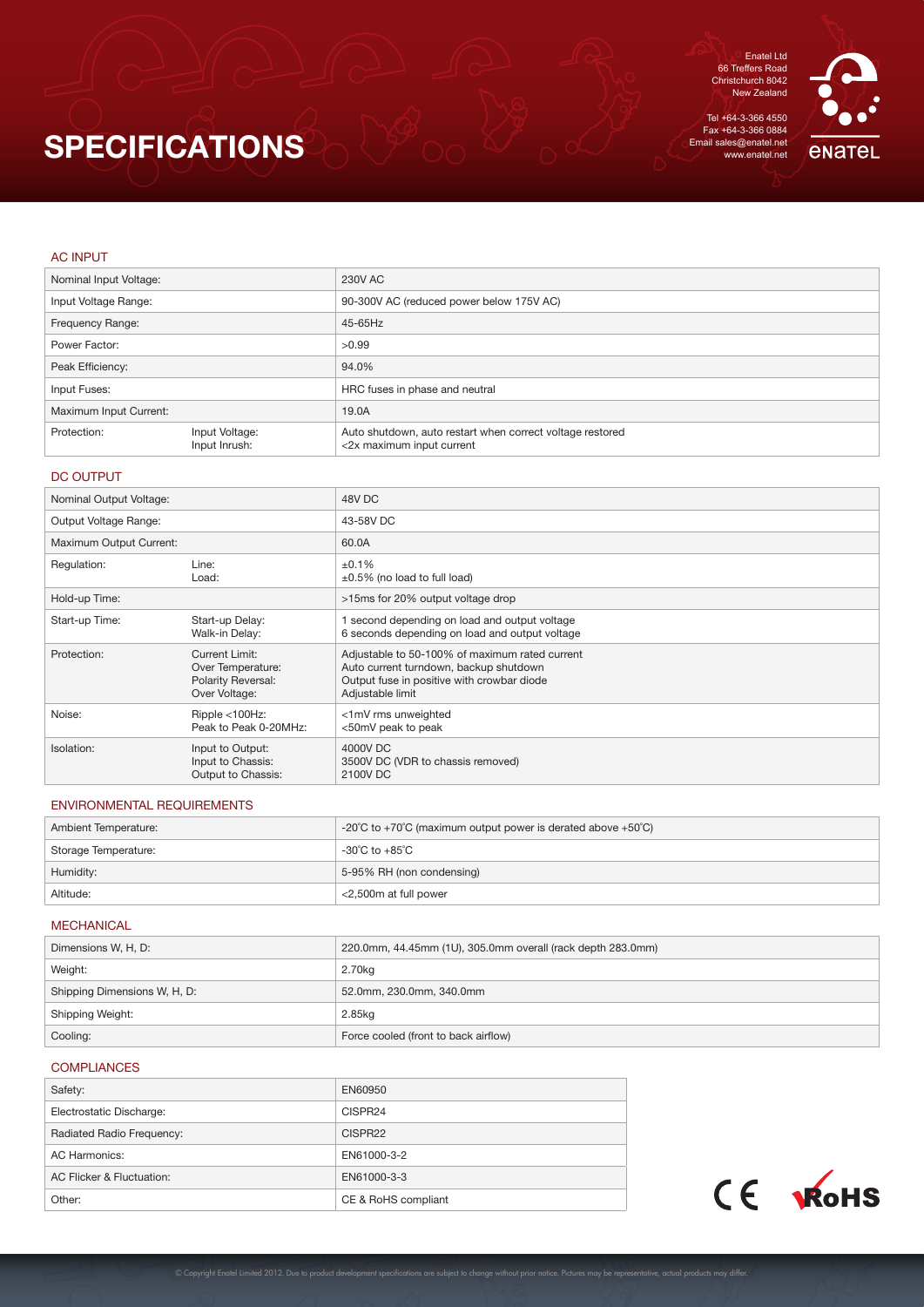# SPECIFICATIONS

Enatel Ltd
66 Treffers Road
Christchurch 8042
New Zealand

Tel +64-3-366 4550
Fax +64-3-366 0884
Email sales@enatel.net
www.enatel.net

## AC INPUT

| | | |
|---|---|---|
| Nominal Input Voltage: | | 230V AC |
| Input Voltage Range: | | 90-300V AC (reduced power below 175V AC) |
| Frequency Range: | | 45-65Hz |
| Power Factor: | | >0.99 |
| Peak Efficiency: | | 94.0% |
| Input Fuses: | | HRC fuses in phase and neutral |
| Maximum Input Current: | | 19.0A |
| Protection: | Input Voltage:<br>Input Inrush: | Auto shutdown, auto restart when correct voltage restored<br><2x maximum input current |

## DC OUTPUT

| | | |
|---|---|---|
| Nominal Output Voltage: | | 48V DC |
| Output Voltage Range: | | 43-58V DC |
| Maximum Output Current: | | 60.0A |
| Regulation: | Line:<br>Load: | ±0.1%<br>±0.5% (no load to full load) |
| Hold-up Time: | | >15ms for 20% output voltage drop |
| Start-up Time: | Start-up Delay:<br>Walk-in Delay: | 1 second depending on load and output voltage<br>6 seconds depending on load and output voltage |
| Protection: | Current Limit:<br>Over Temperature:<br>Polarity Reversal:<br>Over Voltage: | Adjustable to 50-100% of maximum rated current<br>Auto current turndown, backup shutdown<br>Output fuse in positive with crowbar diode<br>Adjustable limit |
| Noise: | Ripple <100Hz:<br>Peak to Peak 0-20MHz: | <1mV rms unweighted<br><50mV peak to peak |
| Isolation: | Input to Output:<br>Input to Chassis:<br>Output to Chassis: | 4000V DC<br>3500V DC (VDR to chassis removed)<br>2100V DC |

## ENVIRONMENTAL REQUIREMENTS

| | |
|---|---|
| Ambient Temperature: | -20˚C to +70˚C (maximum output power is derated above +50˚C) |
| Storage Temperature: | -30˚C to +85˚C |
| Humidity: | 5-95% RH (non condensing) |
| Altitude: | <2,500m at full power |

## MECHANICAL

| | |
|---|---|
| Dimensions W, H, D: | 220.0mm, 44.45mm (1U), 305.0mm overall (rack depth 283.0mm) |
| Weight: | 2.70kg |
| Shipping Dimensions W, H, D: | 52.0mm, 230.0mm, 340.0mm |
| Shipping Weight: | 2.85kg |
| Cooling: | Force cooled (front to back airflow) |

## COMPLIANCES

| | |
|---|---|
| Safety: | EN60950 |
| Electrostatic Discharge: | CISPR24 |
| Radiated Radio Frequency: | CISPR22 |
| AC Harmonics: | EN61000-3-2 |
| AC Flicker & Fluctuation: | EN61000-3-3 |
| Other: | CE & RoHS compliant |

CE RoHS

© Copyright Enatel Limited 2012. Due to product development specifications are subject to change without prior notice. Pictures may be representative, actual products may differ.